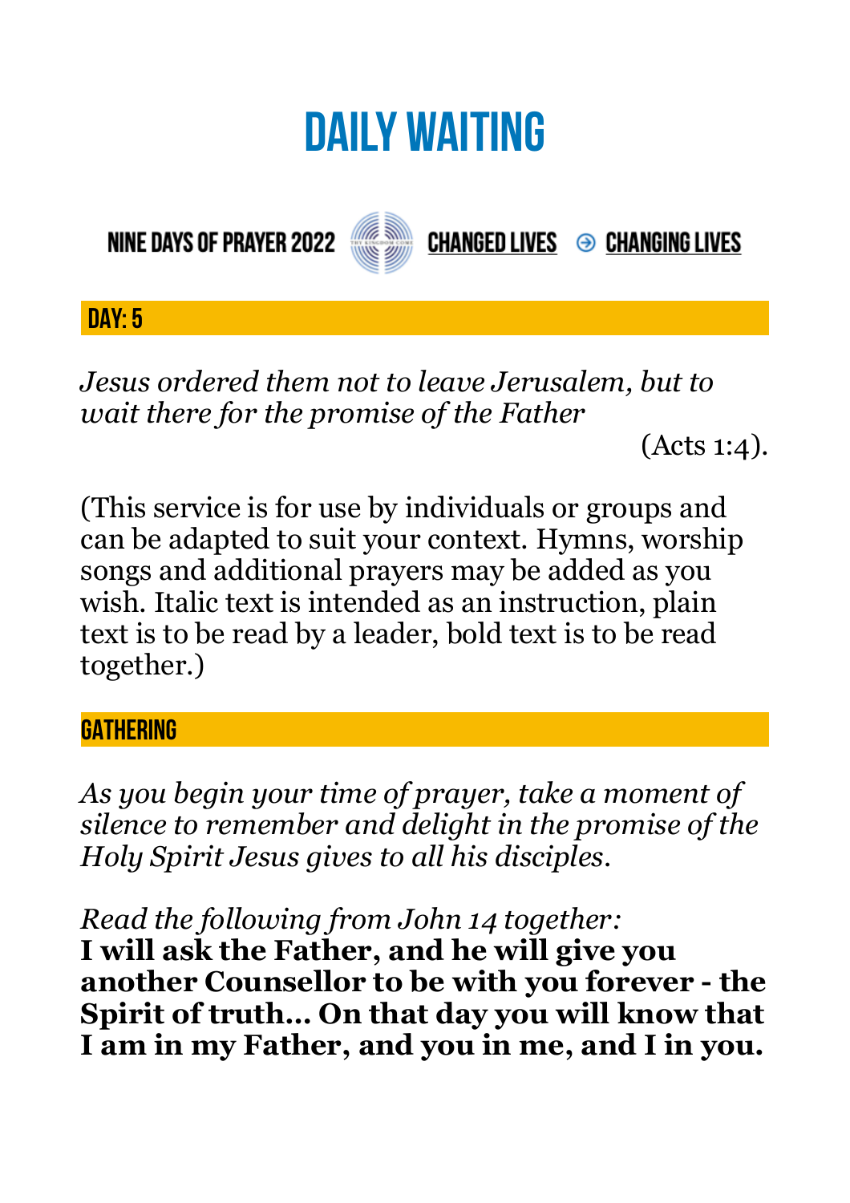# DAILY WAITING

NINE DAYS OF PRAYER 2022 CHANGED LIVES ⊝ CHANGING LIVES

## DAY: 5

*Jesus ordered them not to leave Jerusalem, but to wait there for the promise of the Father*

(Acts 1:4).

(This service is for use by individuals or groups and can be adapted to suit your context. Hymns, worship songs and additional prayers may be added as you wish. Italic text is intended as an instruction, plain text is to be read by a leader, bold text is to be read together.)

## GATHERING

*As you begin your time of prayer, take a moment of silence to remember and delight in the promise of the Holy Spirit Jesus gives to all his disciples.*

*Read the following from John 14 together:*
**I will ask the Father, and he will give you another Counsellor to be with you forever - the Spirit of truth... On that day you will know that I am in my Father, and you in me, and I in you.**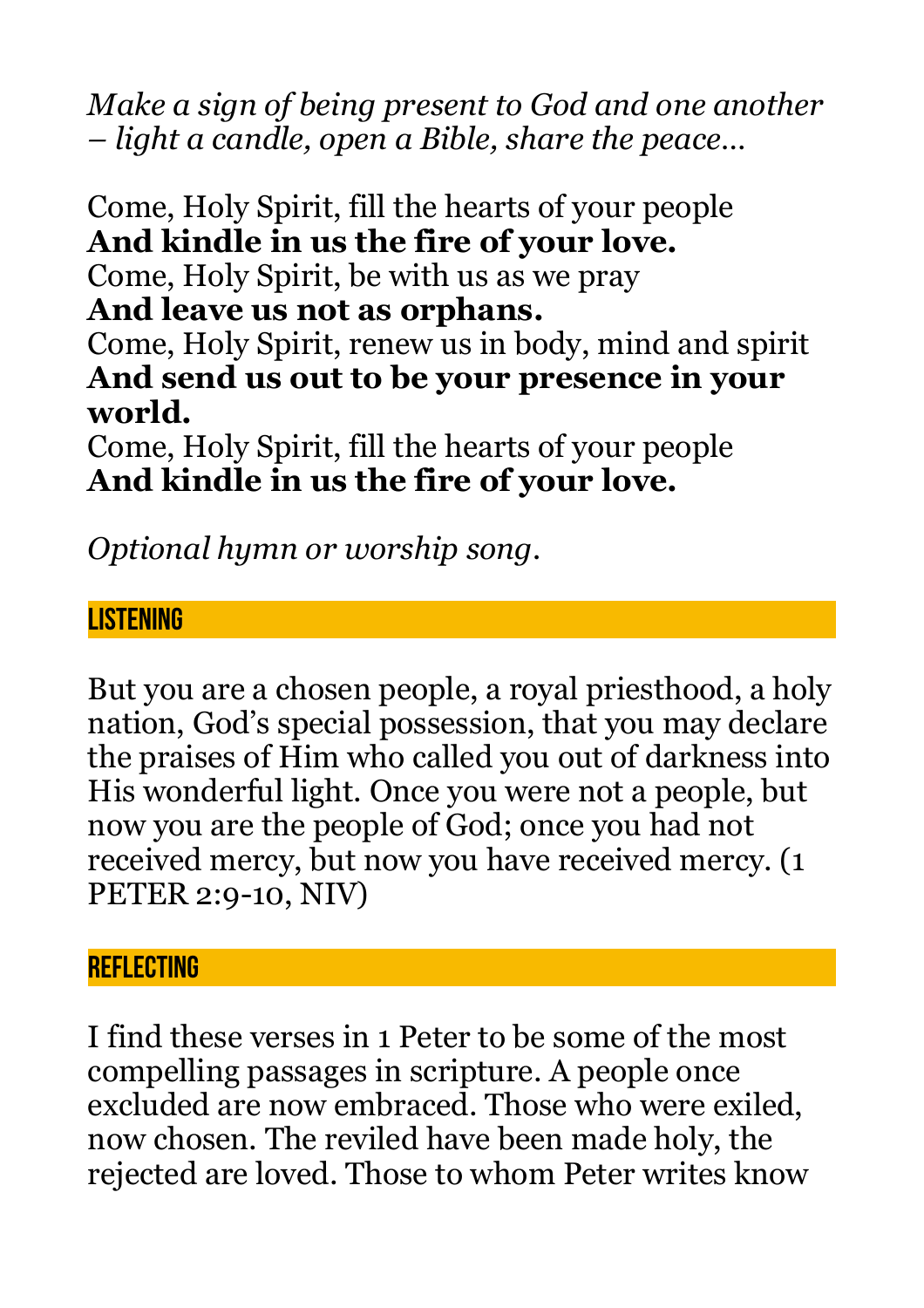*Make a sign of being present to God and one another – light a candle, open a Bible, share the peace…*

Come, Holy Spirit, fill the hearts of your people
**And kindle in us the fire of your love.**
Come, Holy Spirit, be with us as we pray
**And leave us not as orphans.**
Come, Holy Spirit, renew us in body, mind and spirit
**And send us out to be your presence in your world.**
Come, Holy Spirit, fill the hearts of your people
**And kindle in us the fire of your love.**

*Optional hymn or worship song*.

## LISTENING

But you are a chosen people, a royal priesthood, a holy nation, God's special possession, that you may declare the praises of Him who called you out of darkness into His wonderful light. Once you were not a people, but now you are the people of God; once you had not received mercy, but now you have received mercy. (1 PETER 2:9-10, NIV)

## REFLECTING

I find these verses in 1 Peter to be some of the most compelling passages in scripture. A people once excluded are now embraced. Those who were exiled, now chosen. The reviled have been made holy, the rejected are loved. Those to whom Peter writes know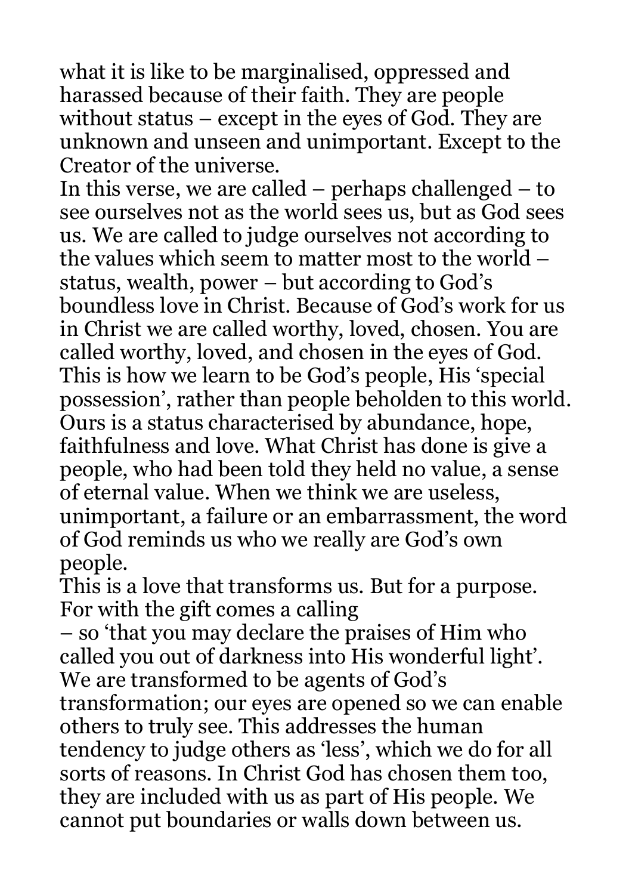what it is like to be marginalised, oppressed and harassed because of their faith. They are people without status – except in the eyes of God. They are unknown and unseen and unimportant. Except to the Creator of the universe.

In this verse, we are called – perhaps challenged – to see ourselves not as the world sees us, but as God sees us. We are called to judge ourselves not according to the values which seem to matter most to the world – status, wealth, power – but according to God's boundless love in Christ. Because of God's work for us in Christ we are called worthy, loved, chosen. You are called worthy, loved, and chosen in the eyes of God. This is how we learn to be God's people, His 'special possession', rather than people beholden to this world. Ours is a status characterised by abundance, hope, faithfulness and love. What Christ has done is give a people, who had been told they held no value, a sense of eternal value. When we think we are useless, unimportant, a failure or an embarrassment, the word of God reminds us who we really are God's own people.

This is a love that transforms us. But for a purpose. For with the gift comes a calling – so 'that you may declare the praises of Him who called you out of darkness into His wonderful light'. We are transformed to be agents of God's transformation; our eyes are opened so we can enable others to truly see. This addresses the human tendency to judge others as 'less', which we do for all sorts of reasons. In Christ God has chosen them too, they are included with us as part of His people. We cannot put boundaries or walls down between us.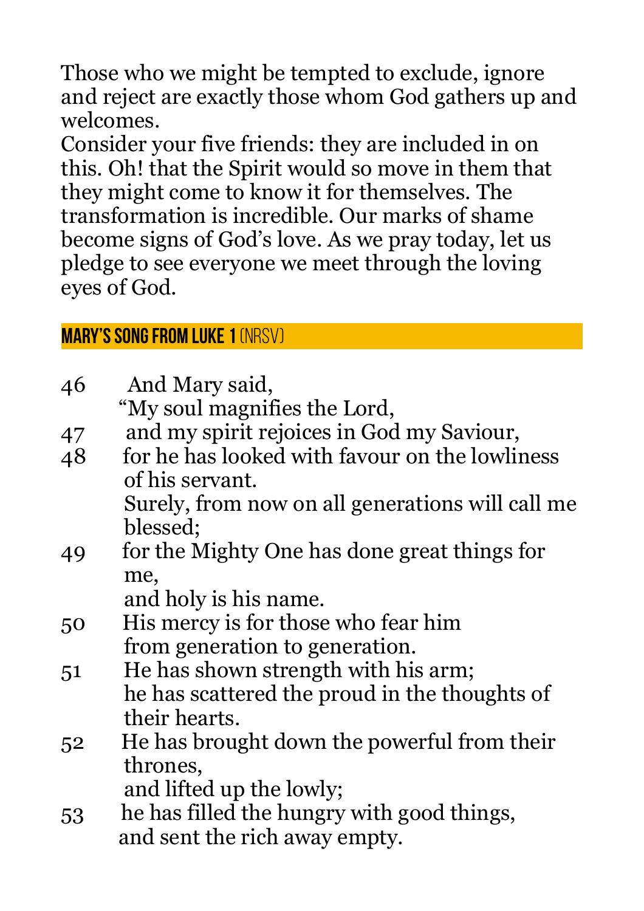Those who we might be tempted to exclude, ignore and reject are exactly those whom God gathers up and welcomes.

Consider your five friends: they are included in on this. Oh! that the Spirit would so move in them that they might come to know it for themselves. The transformation is incredible. Our marks of shame become signs of God's love. As we pray today, let us pledge to see everyone we meet through the loving eyes of God.

## MARY'S SONG FROM LUKE 1 (NRSV)

46 And Mary said,
"My soul magnifies the Lord,
47 and my spirit rejoices in God my Saviour,
48 for he has looked with favour on the lowliness of his servant.
Surely, from now on all generations will call me blessed;
49 for the Mighty One has done great things for me,
and holy is his name.
50 His mercy is for those who fear him
from generation to generation.
51 He has shown strength with his arm;
he has scattered the proud in the thoughts of their hearts.
52 He has brought down the powerful from their thrones,
and lifted up the lowly;
53 he has filled the hungry with good things,
and sent the rich away empty.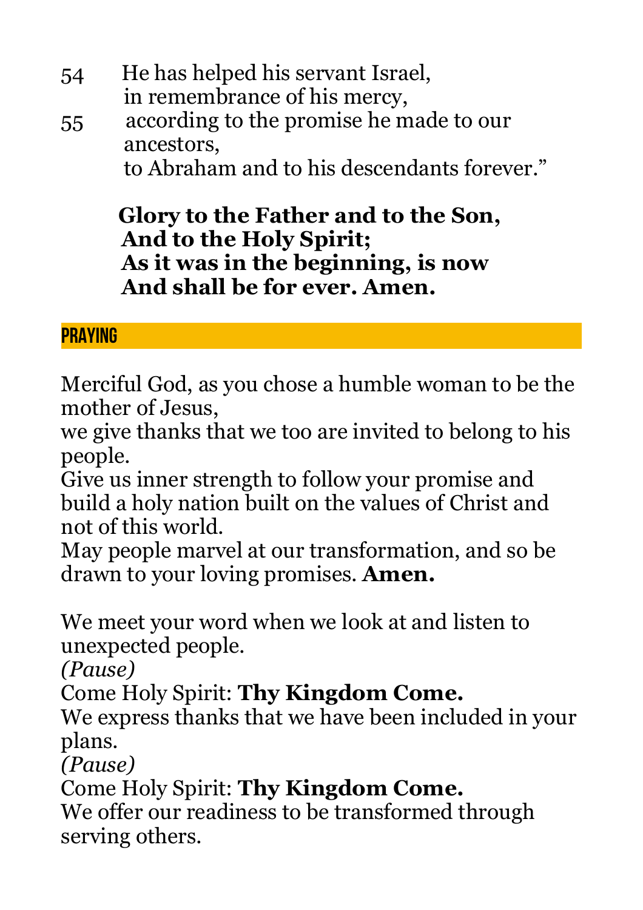54 He has helped his servant Israel,
in remembrance of his mercy,
55 according to the promise he made to our ancestors,
to Abraham and to his descendants forever."

**Glory to the Father and to the Son,**
**And to the Holy Spirit;**
**As it was in the beginning, is now**
**And shall be for ever. Amen.**

## PRAYING

Merciful God, as you chose a humble woman to be the mother of Jesus,
we give thanks that we too are invited to belong to his people.
Give us inner strength to follow your promise and build a holy nation built on the values of Christ and not of this world.
May people marvel at our transformation, and so be drawn to your loving promises. **Amen.**

We meet your word when we look at and listen to unexpected people.
*(Pause)*
Come Holy Spirit: **Thy Kingdom Come.**
We express thanks that we have been included in your plans.
*(Pause)*
Come Holy Spirit: **Thy Kingdom Come.**
We offer our readiness to be transformed through serving others.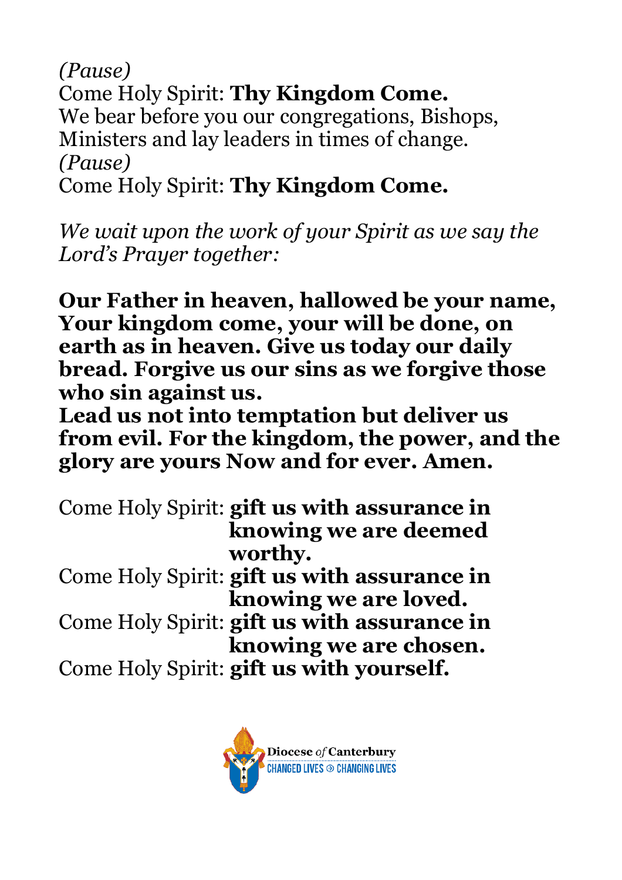*(Pause)*

Come Holy Spirit: **Thy Kingdom Come.**

We bear before you our congregations, Bishops, Ministers and lay leaders in times of change.

*(Pause)*

Come Holy Spirit: **Thy Kingdom Come.**

*We wait upon the work of your Spirit as we say the Lord's Prayer together:*

**Our Father in heaven, hallowed be your name, Your kingdom come, your will be done, on earth as in heaven. Give us today our daily bread. Forgive us our sins as we forgive those who sin against us.**
**Lead us not into temptation but deliver us from evil. For the kingdom, the power, and the glory are yours Now and for ever. Amen.**

Come Holy Spirit: **gift us with assurance in knowing we are deemed worthy.**
Come Holy Spirit: **gift us with assurance in knowing we are loved.**
Come Holy Spirit: **gift us with assurance in knowing we are chosen.**
Come Holy Spirit: **gift us with yourself.**

Diocese *of* Canterbury
CHANGED LIVES CHANGING LIVES